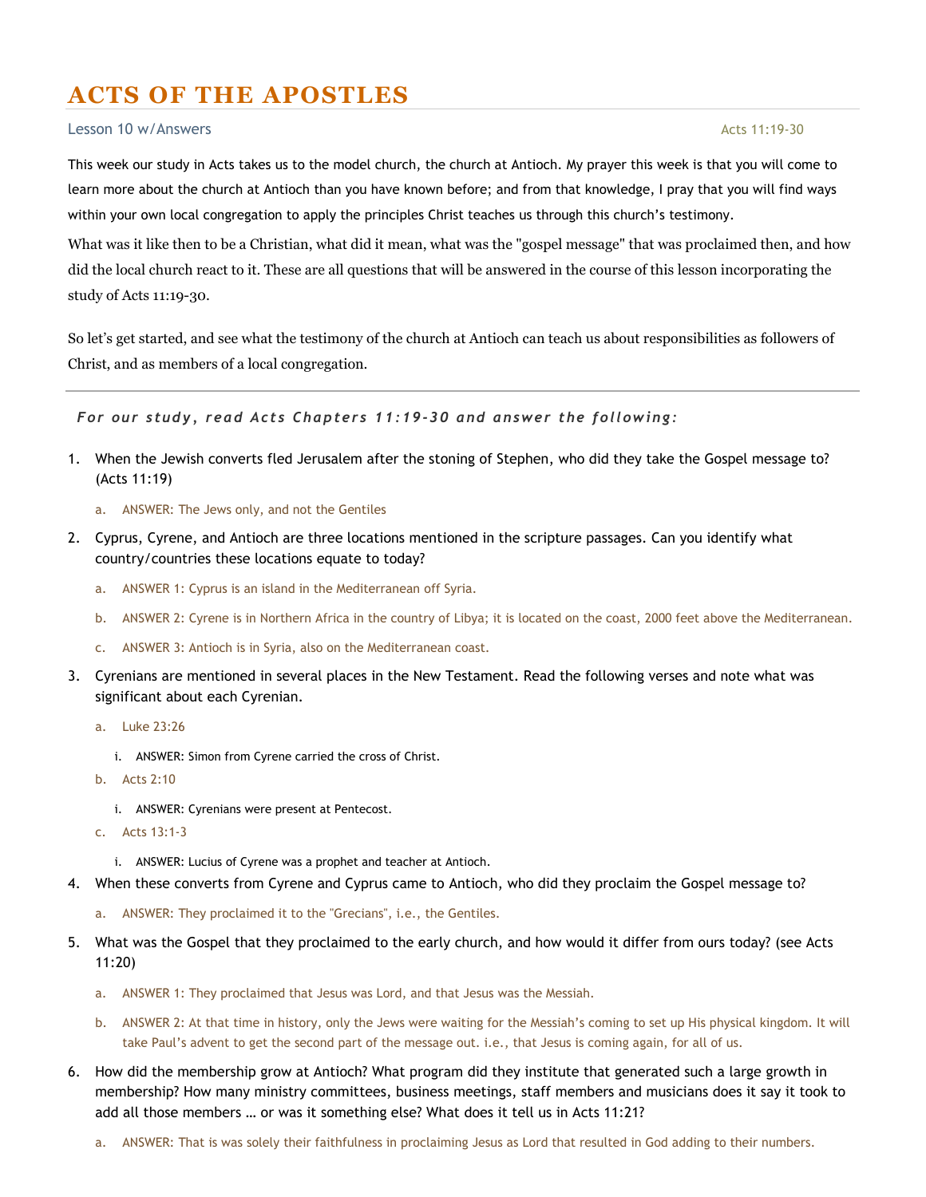# ACTS OF THE APOSTLES

Lesson 10 w/Answers — Acts 11:19-30

This week our study in Acts takes us to the model church, the church at Antioch. My prayer this week is that you will come to learn more about the church at Antioch than you have known before; and from that knowledge, I pray that you will find ways within your own local congregation to apply the principles Christ teaches us through this church's testimony.

What was it like then to be a Christian, what did it mean, what was the "gospel message" that was proclaimed then, and how did the local church react to it. These are all questions that will be answered in the course of this lesson incorporating the study of Acts 11:19-30.

So let's get started, and see what the testimony of the church at Antioch can teach us about responsibilities as followers of Christ, and as members of a local congregation.

---

*For our study, read Acts Chapters 11:19-30 and answer the following:*

1. When the Jewish converts fled Jerusalem after the stoning of Stephen, who did they take the Gospel message to? (Acts 11:19)
   a. ANSWER: The Jews only, and not the Gentiles
2. Cyprus, Cyrene, and Antioch are three locations mentioned in the scripture passages. Can you identify what country/countries these locations equate to today?
   a. ANSWER 1: Cyprus is an island in the Mediterranean off Syria.
   b. ANSWER 2: Cyrene is in Northern Africa in the country of Libya; it is located on the coast, 2000 feet above the Mediterranean.
   c. ANSWER 3: Antioch is in Syria, also on the Mediterranean coast.
3. Cyrenians are mentioned in several places in the New Testament. Read the following verses and note what was significant about each Cyrenian.
   a. Luke 23:26
      i. ANSWER: Simon from Cyrene carried the cross of Christ.
   b. Acts 2:10
      i. ANSWER: Cyrenians were present at Pentecost.
   c. Acts 13:1-3
      i. ANSWER: Lucius of Cyrene was a prophet and teacher at Antioch.
4. When these converts from Cyrene and Cyprus came to Antioch, who did they proclaim the Gospel message to?
   a. ANSWER: They proclaimed it to the "Grecians", i.e., the Gentiles.
5. What was the Gospel that they proclaimed to the early church, and how would it differ from ours today? (see Acts 11:20)
   a. ANSWER 1: They proclaimed that Jesus was Lord, and that Jesus was the Messiah.
   b. ANSWER 2: At that time in history, only the Jews were waiting for the Messiah's coming to set up His physical kingdom. It will take Paul's advent to get the second part of the message out. i.e., that Jesus is coming again, for all of us.
6. How did the membership grow at Antioch? What program did they institute that generated such a large growth in membership? How many ministry committees, business meetings, staff members and musicians does it say it took to add all those members … or was it something else? What does it tell us in Acts 11:21?
   a. ANSWER: That is was solely their faithfulness in proclaiming Jesus as Lord that resulted in God adding to their numbers.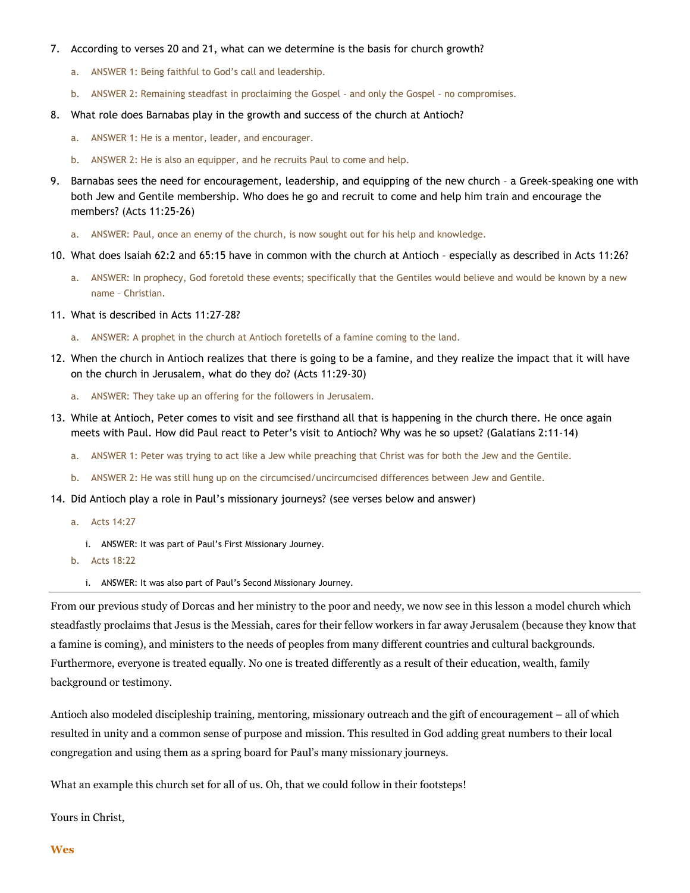7. According to verses 20 and 21, what can we determine is the basis for church growth?
    a. ANSWER 1: Being faithful to God's call and leadership.
    b. ANSWER 2: Remaining steadfast in proclaiming the Gospel – and only the Gospel – no compromises.
8. What role does Barnabas play in the growth and success of the church at Antioch?
    a. ANSWER 1: He is a mentor, leader, and encourager.
    b. ANSWER 2: He is also an equipper, and he recruits Paul to come and help.
9. Barnabas sees the need for encouragement, leadership, and equipping of the new church – a Greek-speaking one with both Jew and Gentile membership. Who does he go and recruit to come and help him train and encourage the members? (Acts 11:25-26)
    a. ANSWER: Paul, once an enemy of the church, is now sought out for his help and knowledge.
10. What does Isaiah 62:2 and 65:15 have in common with the church at Antioch – especially as described in Acts 11:26?
    a. ANSWER: In prophecy, God foretold these events; specifically that the Gentiles would believe and would be known by a new name – Christian.
11. What is described in Acts 11:27-28?
    a. ANSWER: A prophet in the church at Antioch foretells of a famine coming to the land.
12. When the church in Antioch realizes that there is going to be a famine, and they realize the impact that it will have on the church in Jerusalem, what do they do? (Acts 11:29-30)
    a. ANSWER: They take up an offering for the followers in Jerusalem.
13. While at Antioch, Peter comes to visit and see firsthand all that is happening in the church there. He once again meets with Paul. How did Paul react to Peter's visit to Antioch? Why was he so upset? (Galatians 2:11-14)
    a. ANSWER 1: Peter was trying to act like a Jew while preaching that Christ was for both the Jew and the Gentile.
    b. ANSWER 2: He was still hung up on the circumcised/uncircumcised differences between Jew and Gentile.
14. Did Antioch play a role in Paul's missionary journeys? (see verses below and answer)
    a. Acts 14:27
        i. ANSWER: It was part of Paul's First Missionary Journey.
    b. Acts 18:22
        i. ANSWER: It was also part of Paul's Second Missionary Journey.

---

From our previous study of Dorcas and her ministry to the poor and needy, we now see in this lesson a model church which steadfastly proclaims that Jesus is the Messiah, cares for their fellow workers in far away Jerusalem (because they know that a famine is coming), and ministers to the needs of peoples from many different countries and cultural backgrounds. Furthermore, everyone is treated equally. No one is treated differently as a result of their education, wealth, family background or testimony.

Antioch also modeled discipleship training, mentoring, missionary outreach and the gift of encouragement – all of which resulted in unity and a common sense of purpose and mission. This resulted in God adding great numbers to their local congregation and using them as a spring board for Paul's many missionary journeys.

What an example this church set for all of us. Oh, that we could follow in their footsteps!

Yours in Christ,

**Wes**